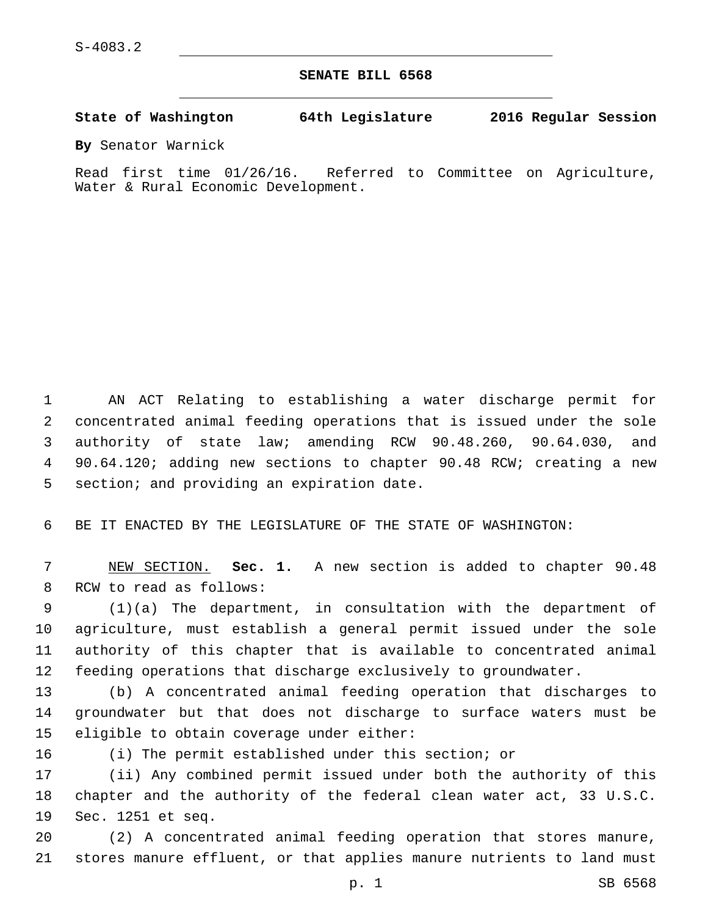S-4083.2

# SENATE BILL 6568

**State of Washington 64th Legislature 2016 Regular Session**

**By** Senator Warnick

Read first time 01/26/16. Referred to Committee on Agriculture, Water & Rural Economic Development.

AN ACT Relating to establishing a water discharge permit for concentrated animal feeding operations that is issued under the sole authority of state law; amending RCW 90.48.260, 90.64.030, and 90.64.120; adding new sections to chapter 90.48 RCW; creating a new section; and providing an expiration date.

BE IT ENACTED BY THE LEGISLATURE OF THE STATE OF WASHINGTON:

NEW SECTION. **Sec. 1.** A new section is added to chapter 90.48 RCW to read as follows:

(1)(a) The department, in consultation with the department of agriculture, must establish a general permit issued under the sole authority of this chapter that is available to concentrated animal feeding operations that discharge exclusively to groundwater.

(b) A concentrated animal feeding operation that discharges to groundwater but that does not discharge to surface waters must be eligible to obtain coverage under either:

(i) The permit established under this section; or

(ii) Any combined permit issued under both the authority of this chapter and the authority of the federal clean water act, 33 U.S.C. Sec. 1251 et seq.

(2) A concentrated animal feeding operation that stores manure, stores manure effluent, or that applies manure nutrients to land must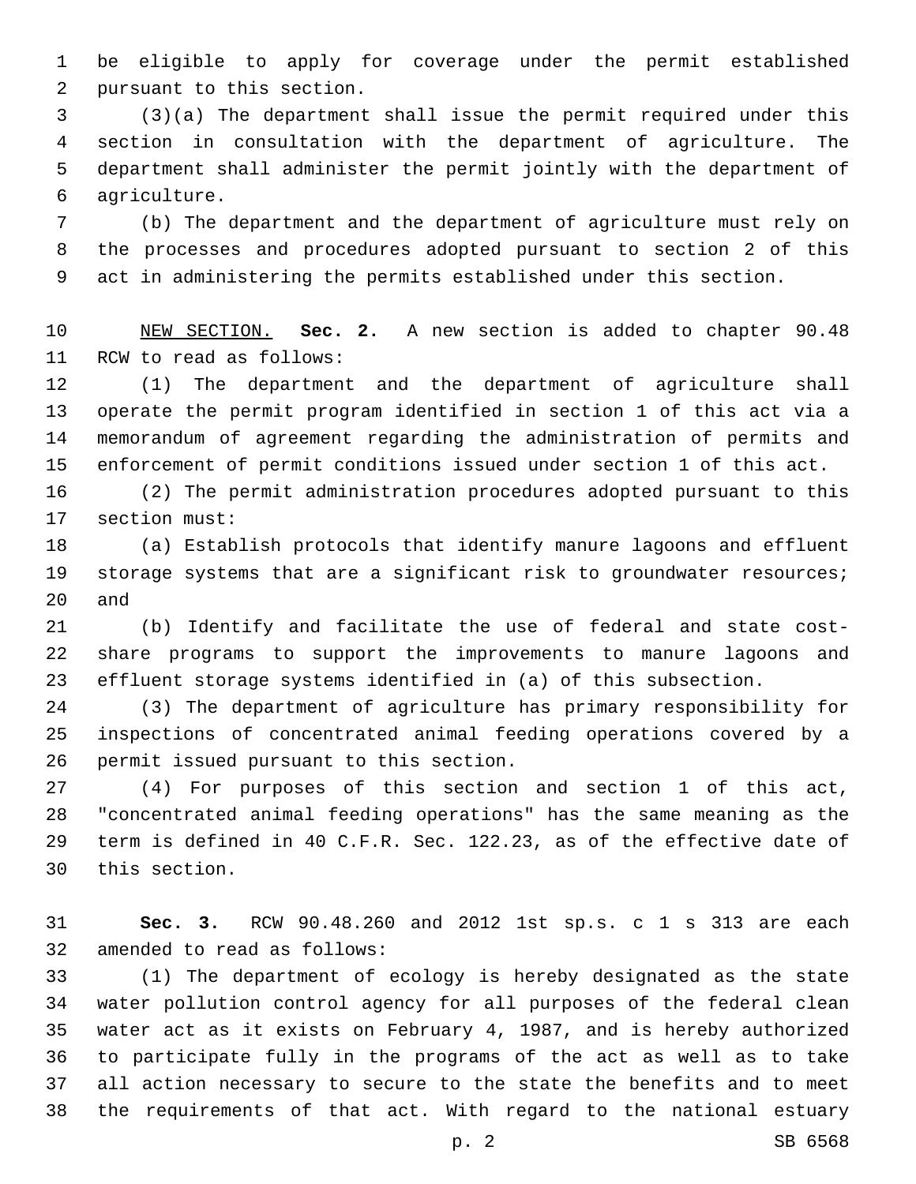be eligible to apply for coverage under the permit established pursuant to this section.

(3)(a) The department shall issue the permit required under this section in consultation with the department of agriculture. The department shall administer the permit jointly with the department of agriculture.

(b) The department and the department of agriculture must rely on the processes and procedures adopted pursuant to section 2 of this act in administering the permits established under this section.

NEW SECTION. **Sec. 2.** A new section is added to chapter 90.48 RCW to read as follows:

(1) The department and the department of agriculture shall operate the permit program identified in section 1 of this act via a memorandum of agreement regarding the administration of permits and enforcement of permit conditions issued under section 1 of this act.

(2) The permit administration procedures adopted pursuant to this section must:

(a) Establish protocols that identify manure lagoons and effluent storage systems that are a significant risk to groundwater resources; and

(b) Identify and facilitate the use of federal and state cost-share programs to support the improvements to manure lagoons and effluent storage systems identified in (a) of this subsection.

(3) The department of agriculture has primary responsibility for inspections of concentrated animal feeding operations covered by a permit issued pursuant to this section.

(4) For purposes of this section and section 1 of this act, "concentrated animal feeding operations" has the same meaning as the term is defined in 40 C.F.R. Sec. 122.23, as of the effective date of this section.

**Sec. 3.** RCW 90.48.260 and 2012 1st sp.s. c 1 s 313 are each amended to read as follows:

(1) The department of ecology is hereby designated as the state water pollution control agency for all purposes of the federal clean water act as it exists on February 4, 1987, and is hereby authorized to participate fully in the programs of the act as well as to take all action necessary to secure to the state the benefits and to meet the requirements of that act. With regard to the national estuary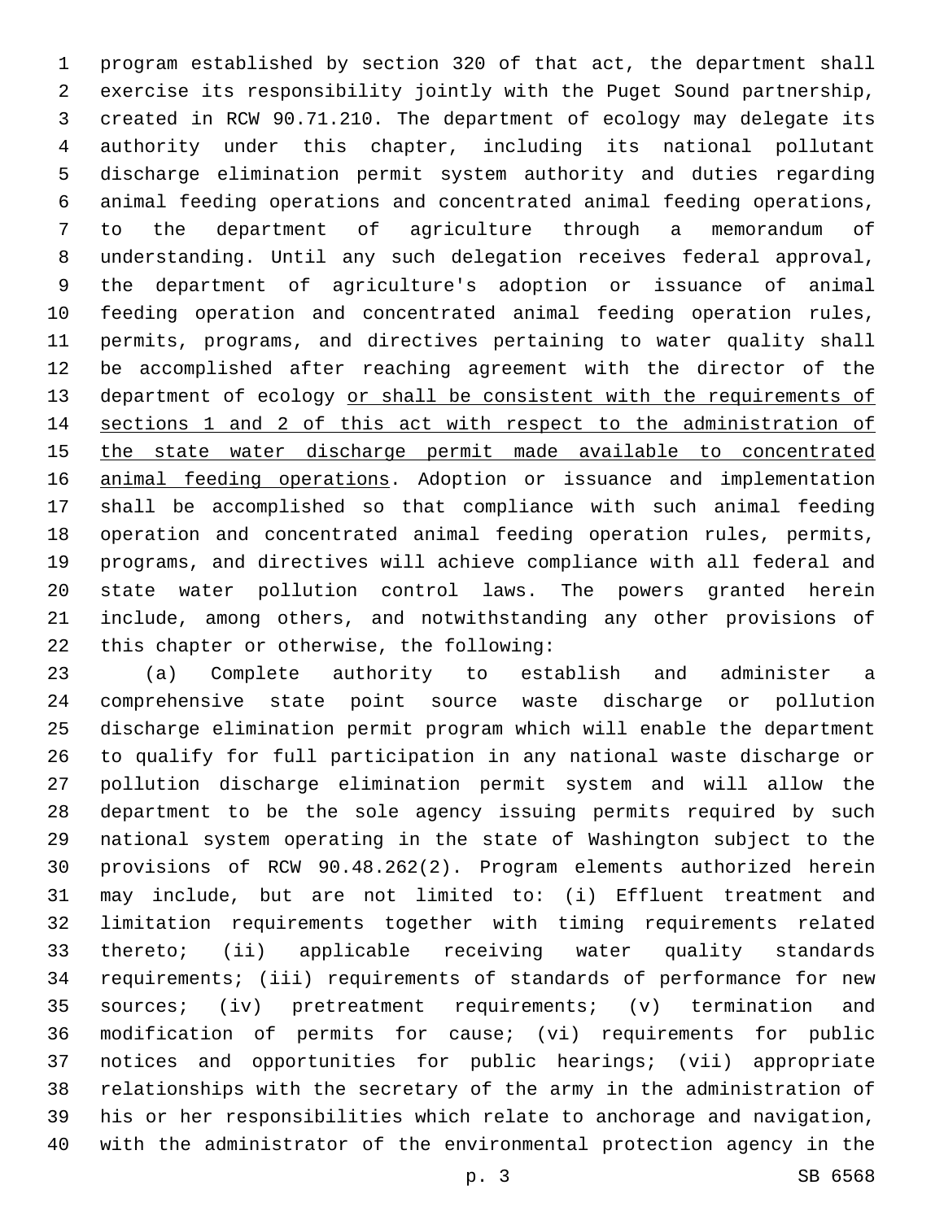program established by section 320 of that act, the department shall exercise its responsibility jointly with the Puget Sound partnership, created in RCW 90.71.210. The department of ecology may delegate its authority under this chapter, including its national pollutant discharge elimination permit system authority and duties regarding animal feeding operations and concentrated animal feeding operations, to the department of agriculture through a memorandum of understanding. Until any such delegation receives federal approval, the department of agriculture's adoption or issuance of animal feeding operation and concentrated animal feeding operation rules, permits, programs, and directives pertaining to water quality shall be accomplished after reaching agreement with the director of the department of ecology <u>or shall be consistent with the requirements of sections 1 and 2 of this act with respect to the administration of the state water discharge permit made available to concentrated animal feeding operations</u>. Adoption or issuance and implementation shall be accomplished so that compliance with such animal feeding operation and concentrated animal feeding operation rules, permits, programs, and directives will achieve compliance with all federal and state water pollution control laws. The powers granted herein include, among others, and notwithstanding any other provisions of this chapter or otherwise, the following:

(a) Complete authority to establish and administer a comprehensive state point source waste discharge or pollution discharge elimination permit program which will enable the department to qualify for full participation in any national waste discharge or pollution discharge elimination permit system and will allow the department to be the sole agency issuing permits required by such national system operating in the state of Washington subject to the provisions of RCW 90.48.262(2). Program elements authorized herein may include, but are not limited to: (i) Effluent treatment and limitation requirements together with timing requirements related thereto; (ii) applicable receiving water quality standards requirements; (iii) requirements of standards of performance for new sources; (iv) pretreatment requirements; (v) termination and modification of permits for cause; (vi) requirements for public notices and opportunities for public hearings; (vii) appropriate relationships with the secretary of the army in the administration of his or her responsibilities which relate to anchorage and navigation, with the administrator of the environmental protection agency in the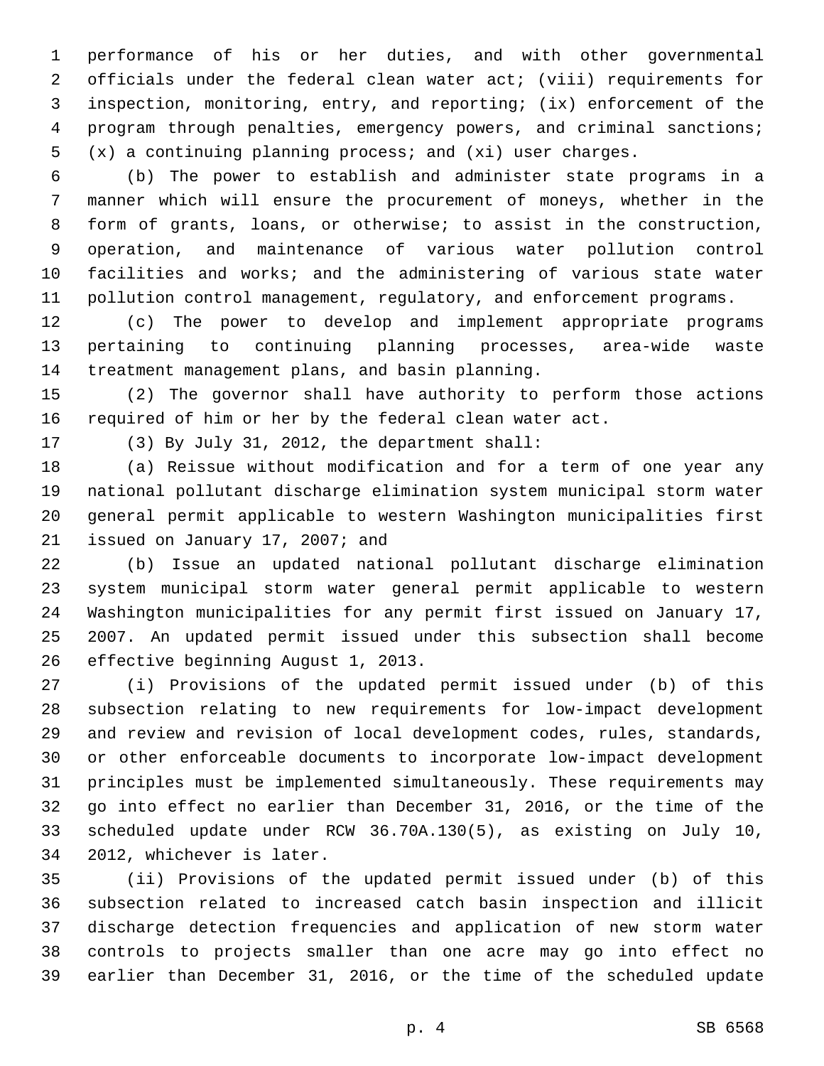performance of his or her duties, and with other governmental officials under the federal clean water act; (viii) requirements for inspection, monitoring, entry, and reporting; (ix) enforcement of the program through penalties, emergency powers, and criminal sanctions; (x) a continuing planning process; and (xi) user charges.

(b) The power to establish and administer state programs in a manner which will ensure the procurement of moneys, whether in the form of grants, loans, or otherwise; to assist in the construction, operation, and maintenance of various water pollution control facilities and works; and the administering of various state water pollution control management, regulatory, and enforcement programs.

(c) The power to develop and implement appropriate programs pertaining to continuing planning processes, area-wide waste treatment management plans, and basin planning.

(2) The governor shall have authority to perform those actions required of him or her by the federal clean water act.

(3) By July 31, 2012, the department shall:

(a) Reissue without modification and for a term of one year any national pollutant discharge elimination system municipal storm water general permit applicable to western Washington municipalities first issued on January 17, 2007; and

(b) Issue an updated national pollutant discharge elimination system municipal storm water general permit applicable to western Washington municipalities for any permit first issued on January 17, 2007. An updated permit issued under this subsection shall become effective beginning August 1, 2013.

(i) Provisions of the updated permit issued under (b) of this subsection relating to new requirements for low-impact development and review and revision of local development codes, rules, standards, or other enforceable documents to incorporate low-impact development principles must be implemented simultaneously. These requirements may go into effect no earlier than December 31, 2016, or the time of the scheduled update under RCW 36.70A.130(5), as existing on July 10, 2012, whichever is later.

(ii) Provisions of the updated permit issued under (b) of this subsection related to increased catch basin inspection and illicit discharge detection frequencies and application of new storm water controls to projects smaller than one acre may go into effect no earlier than December 31, 2016, or the time of the scheduled update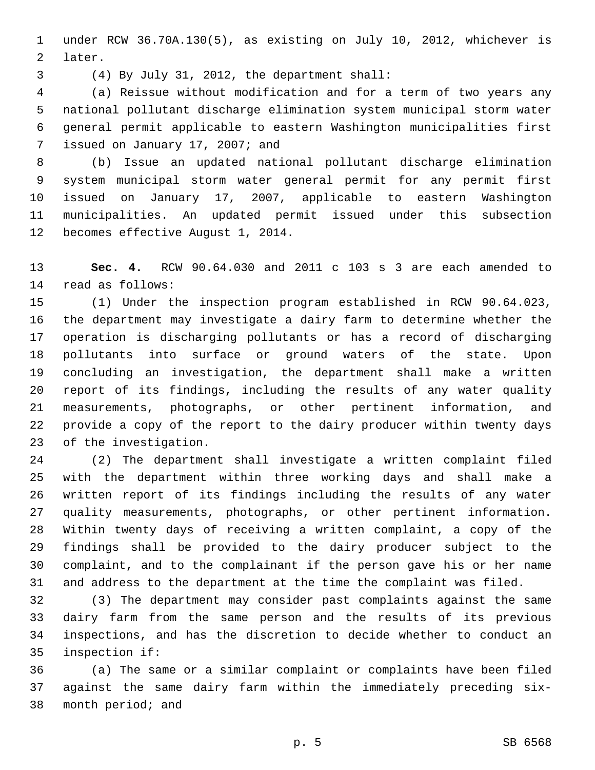under RCW 36.70A.130(5), as existing on July 10, 2012, whichever is later.

(4) By July 31, 2012, the department shall:

(a) Reissue without modification and for a term of two years any national pollutant discharge elimination system municipal storm water general permit applicable to eastern Washington municipalities first issued on January 17, 2007; and

(b) Issue an updated national pollutant discharge elimination system municipal storm water general permit for any permit first issued on January 17, 2007, applicable to eastern Washington municipalities. An updated permit issued under this subsection becomes effective August 1, 2014.

**Sec. 4.** RCW 90.64.030 and 2011 c 103 s 3 are each amended to read as follows:

(1) Under the inspection program established in RCW 90.64.023, the department may investigate a dairy farm to determine whether the operation is discharging pollutants or has a record of discharging pollutants into surface or ground waters of the state. Upon concluding an investigation, the department shall make a written report of its findings, including the results of any water quality measurements, photographs, or other pertinent information, and provide a copy of the report to the dairy producer within twenty days of the investigation.

(2) The department shall investigate a written complaint filed with the department within three working days and shall make a written report of its findings including the results of any water quality measurements, photographs, or other pertinent information. Within twenty days of receiving a written complaint, a copy of the findings shall be provided to the dairy producer subject to the complaint, and to the complainant if the person gave his or her name and address to the department at the time the complaint was filed.

(3) The department may consider past complaints against the same dairy farm from the same person and the results of its previous inspections, and has the discretion to decide whether to conduct an inspection if:

(a) The same or a similar complaint or complaints have been filed against the same dairy farm within the immediately preceding six-month period; and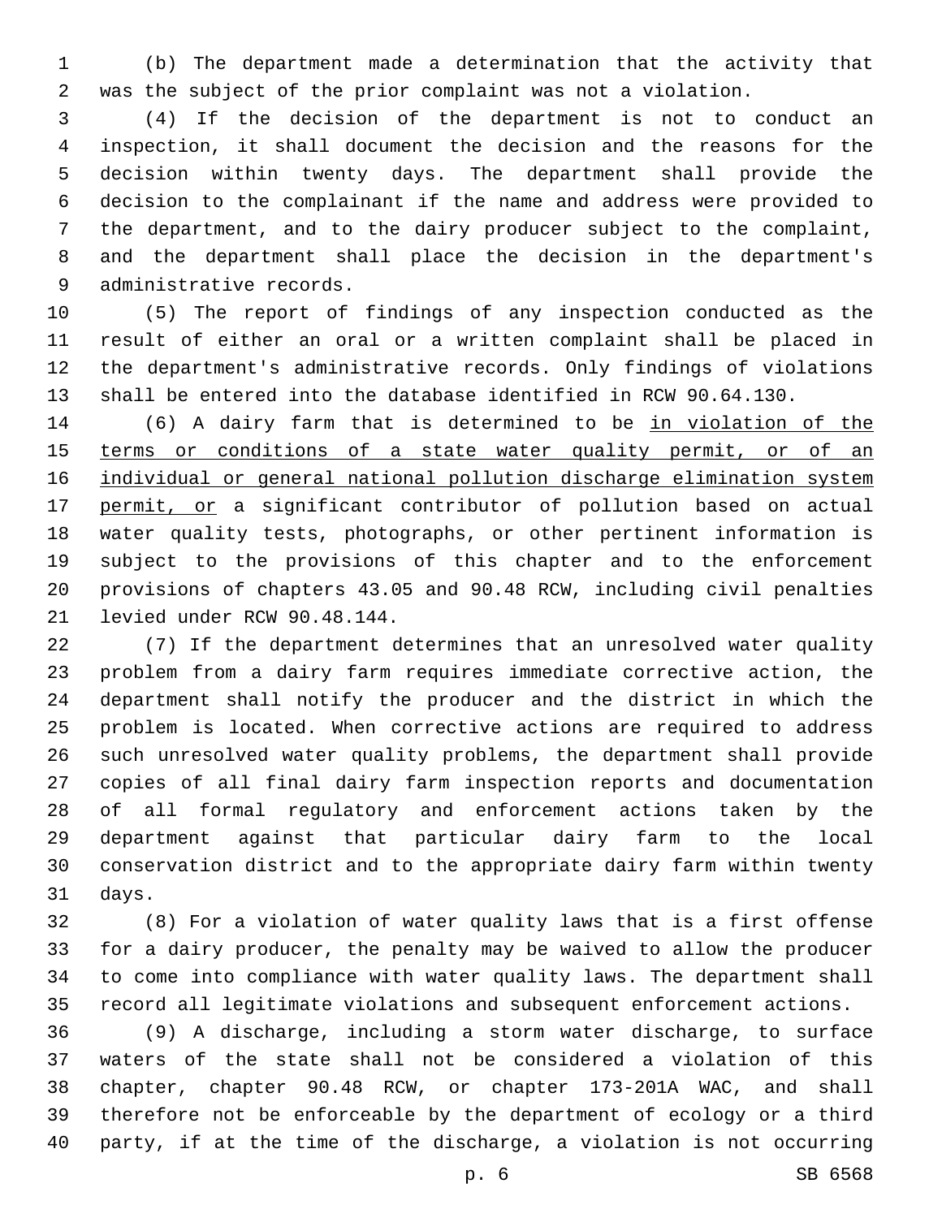(b) The department made a determination that the activity that was the subject of the prior complaint was not a violation.

(4) If the decision of the department is not to conduct an inspection, it shall document the decision and the reasons for the decision within twenty days. The department shall provide the decision to the complainant if the name and address were provided to the department, and to the dairy producer subject to the complaint, and the department shall place the decision in the department's administrative records.

(5) The report of findings of any inspection conducted as the result of either an oral or a written complaint shall be placed in the department's administrative records. Only findings of violations shall be entered into the database identified in RCW 90.64.130.

(6) A dairy farm that is determined to be <u>in violation of the terms or conditions of a state water quality permit, or of an individual or general national pollution discharge elimination system permit, or</u> a significant contributor of pollution based on actual water quality tests, photographs, or other pertinent information is subject to the provisions of this chapter and to the enforcement provisions of chapters 43.05 and 90.48 RCW, including civil penalties levied under RCW 90.48.144.

(7) If the department determines that an unresolved water quality problem from a dairy farm requires immediate corrective action, the department shall notify the producer and the district in which the problem is located. When corrective actions are required to address such unresolved water quality problems, the department shall provide copies of all final dairy farm inspection reports and documentation of all formal regulatory and enforcement actions taken by the department against that particular dairy farm to the local conservation district and to the appropriate dairy farm within twenty days.

(8) For a violation of water quality laws that is a first offense for a dairy producer, the penalty may be waived to allow the producer to come into compliance with water quality laws. The department shall record all legitimate violations and subsequent enforcement actions.

(9) A discharge, including a storm water discharge, to surface waters of the state shall not be considered a violation of this chapter, chapter 90.48 RCW, or chapter 173-201A WAC, and shall therefore not be enforceable by the department of ecology or a third party, if at the time of the discharge, a violation is not occurring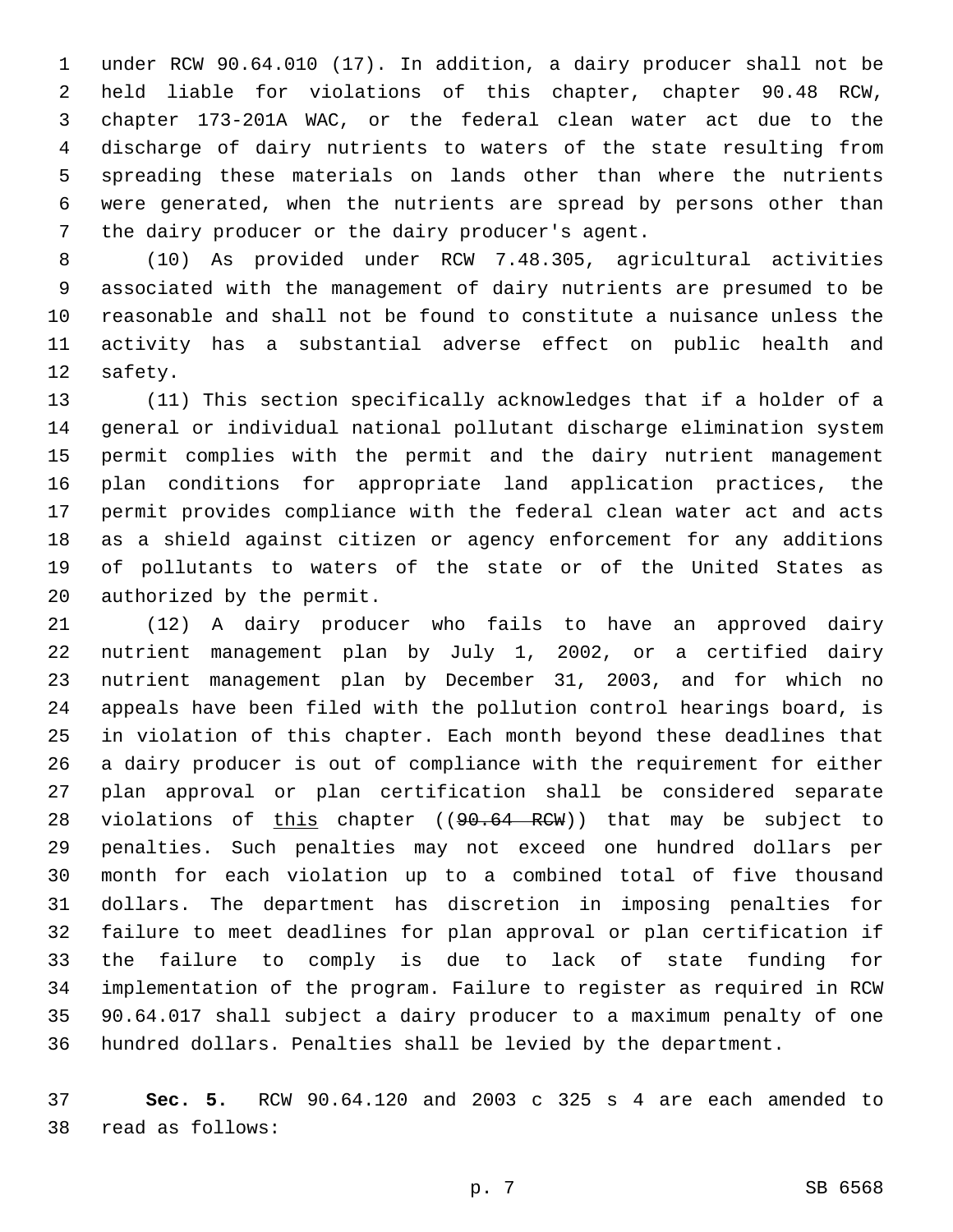under RCW 90.64.010 (17). In addition, a dairy producer shall not be held liable for violations of this chapter, chapter 90.48 RCW, chapter 173-201A WAC, or the federal clean water act due to the discharge of dairy nutrients to waters of the state resulting from spreading these materials on lands other than where the nutrients were generated, when the nutrients are spread by persons other than the dairy producer or the dairy producer's agent.

(10) As provided under RCW 7.48.305, agricultural activities associated with the management of dairy nutrients are presumed to be reasonable and shall not be found to constitute a nuisance unless the activity has a substantial adverse effect on public health and safety.

(11) This section specifically acknowledges that if a holder of a general or individual national pollutant discharge elimination system permit complies with the permit and the dairy nutrient management plan conditions for appropriate land application practices, the permit provides compliance with the federal clean water act and acts as a shield against citizen or agency enforcement for any additions of pollutants to waters of the state or of the United States as authorized by the permit.

(12) A dairy producer who fails to have an approved dairy nutrient management plan by July 1, 2002, or a certified dairy nutrient management plan by December 31, 2003, and for which no appeals have been filed with the pollution control hearings board, is in violation of this chapter. Each month beyond these deadlines that a dairy producer is out of compliance with the requirement for either plan approval or plan certification shall be considered separate violations of <u>this</u> chapter ((~~90.64 RCW~~)) that may be subject to penalties. Such penalties may not exceed one hundred dollars per month for each violation up to a combined total of five thousand dollars. The department has discretion in imposing penalties for failure to meet deadlines for plan approval or plan certification if the failure to comply is due to lack of state funding for implementation of the program. Failure to register as required in RCW 90.64.017 shall subject a dairy producer to a maximum penalty of one hundred dollars. Penalties shall be levied by the department.

**Sec. 5.** RCW 90.64.120 and 2003 c 325 s 4 are each amended to read as follows: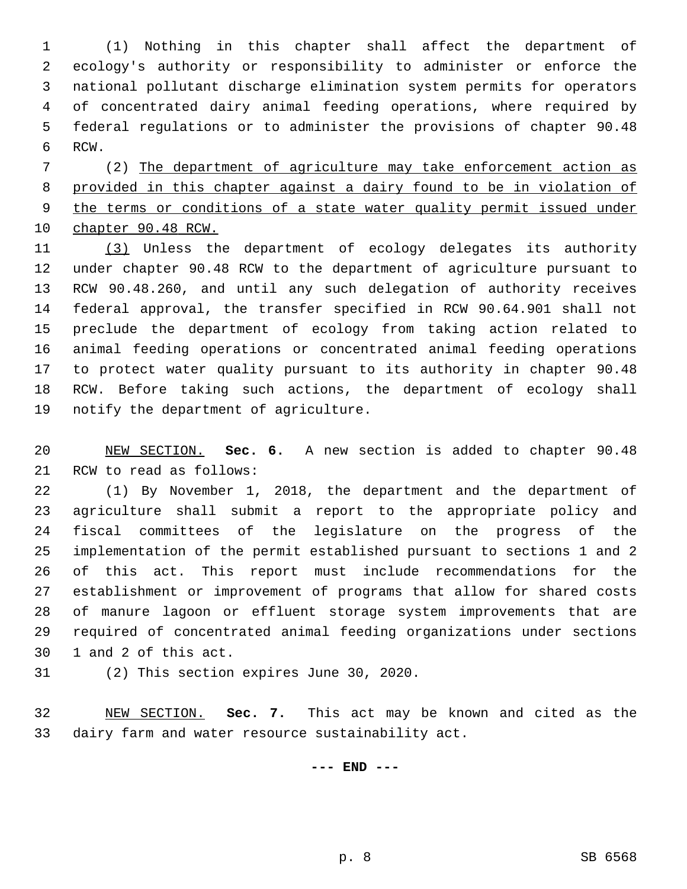(1) Nothing in this chapter shall affect the department of ecology's authority or responsibility to administer or enforce the national pollutant discharge elimination system permits for operators of concentrated dairy animal feeding operations, where required by federal regulations or to administer the provisions of chapter 90.48 RCW.

(2) <u>The department of agriculture may take enforcement action as provided in this chapter against a dairy found to be in violation of the terms or conditions of a state water quality permit issued under chapter 90.48 RCW.</u>

<u>(3)</u> Unless the department of ecology delegates its authority under chapter 90.48 RCW to the department of agriculture pursuant to RCW 90.48.260, and until any such delegation of authority receives federal approval, the transfer specified in RCW 90.64.901 shall not preclude the department of ecology from taking action related to animal feeding operations or concentrated animal feeding operations to protect water quality pursuant to its authority in chapter 90.48 RCW. Before taking such actions, the department of ecology shall notify the department of agriculture.

<u>NEW SECTION.</u> **Sec. 6.** A new section is added to chapter 90.48 RCW to read as follows:

(1) By November 1, 2018, the department and the department of agriculture shall submit a report to the appropriate policy and fiscal committees of the legislature on the progress of the implementation of the permit established pursuant to sections 1 and 2 of this act. This report must include recommendations for the establishment or improvement of programs that allow for shared costs of manure lagoon or effluent storage system improvements that are required of concentrated animal feeding organizations under sections 1 and 2 of this act.

(2) This section expires June 30, 2020.

<u>NEW SECTION.</u> **Sec. 7.** This act may be known and cited as the dairy farm and water resource sustainability act.

**--- END ---**